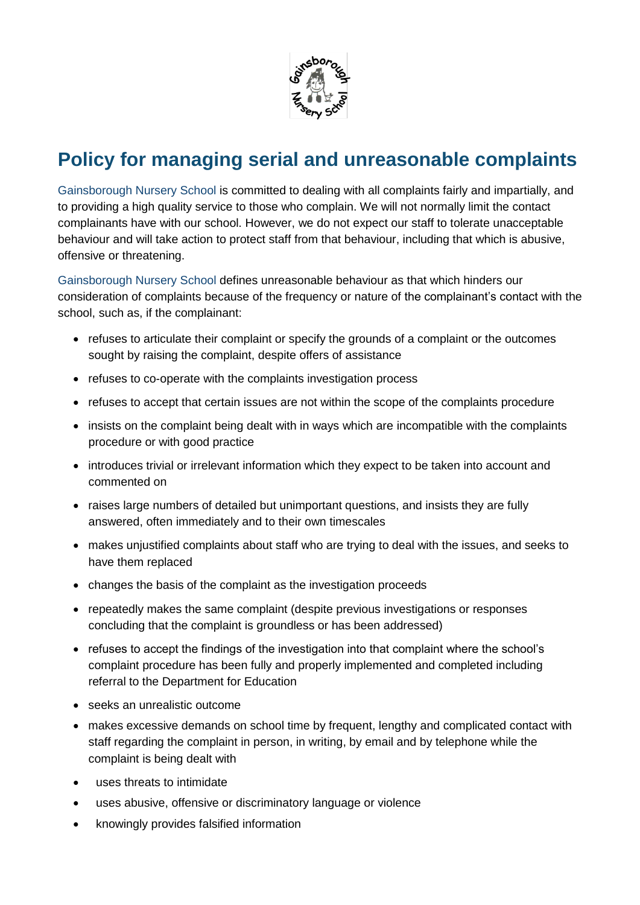# Policy for managing serial and unreasonable complaints

Gainsborough Nursery School is committed to dealing with all complaints fairly and impartially, and to providing a high quality service to those who complain. We will not normally limit the contact complainants have with our school. However, we do not expect our staff to tolerate unacceptable behaviour and will take action to protect staff from that behaviour, including that which is abusive, offensive or threatening.

Gainsborough Nursery School defines unreasonable behaviour as that which hinders our consideration of complaints because of the frequency or nature of the complainant's contact with the school, such as, if the complainant:

- refuses to articulate their complaint or specify the grounds of a complaint or the outcomes sought by raising the complaint, despite offers of assistance
- refuses to co-operate with the complaints investigation process
- refuses to accept that certain issues are not within the scope of the complaints procedure
- insists on the complaint being dealt with in ways which are incompatible with the complaints procedure or with good practice
- introduces trivial or irrelevant information which they expect to be taken into account and commented on
- raises large numbers of detailed but unimportant questions, and insists they are fully answered, often immediately and to their own timescales
- makes unjustified complaints about staff who are trying to deal with the issues, and seeks to have them replaced
- changes the basis of the complaint as the investigation proceeds
- repeatedly makes the same complaint (despite previous investigations or responses concluding that the complaint is groundless or has been addressed)
- refuses to accept the findings of the investigation into that complaint where the school's complaint procedure has been fully and properly implemented and completed including referral to the Department for Education
- seeks an unrealistic outcome
- makes excessive demands on school time by frequent, lengthy and complicated contact with staff regarding the complaint in person, in writing, by email and by telephone while the complaint is being dealt with
- uses threats to intimidate
- uses abusive, offensive or discriminatory language or violence
- knowingly provides falsified information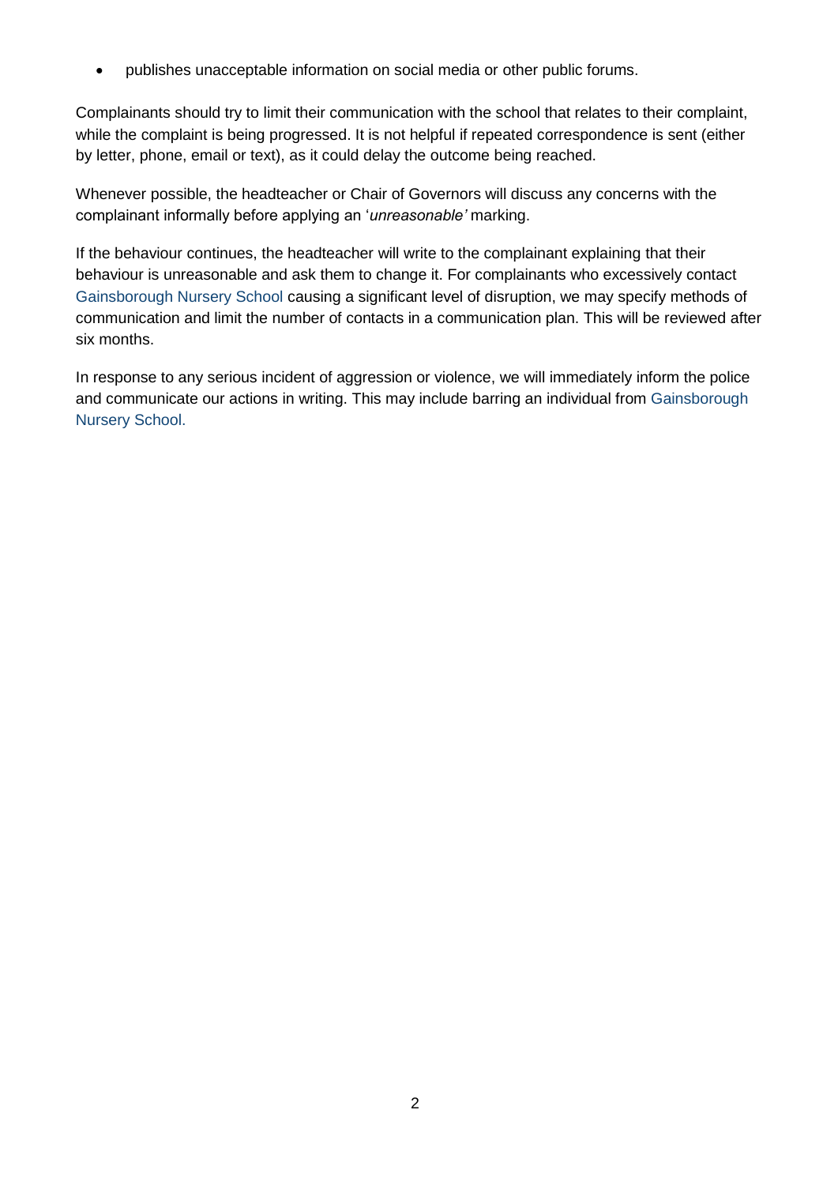- publishes unacceptable information on social media or other public forums.

Complainants should try to limit their communication with the school that relates to their complaint, while the complaint is being progressed. It is not helpful if repeated correspondence is sent (either by letter, phone, email or text), as it could delay the outcome being reached.

Whenever possible, the headteacher or Chair of Governors will discuss any concerns with the complainant informally before applying an '*unreasonable'* marking.

If the behaviour continues, the headteacher will write to the complainant explaining that their behaviour is unreasonable and ask them to change it. For complainants who excessively contact Gainsborough Nursery School causing a significant level of disruption, we may specify methods of communication and limit the number of contacts in a communication plan. This will be reviewed after six months.

In response to any serious incident of aggression or violence, we will immediately inform the police and communicate our actions in writing. This may include barring an individual from Gainsborough Nursery School.